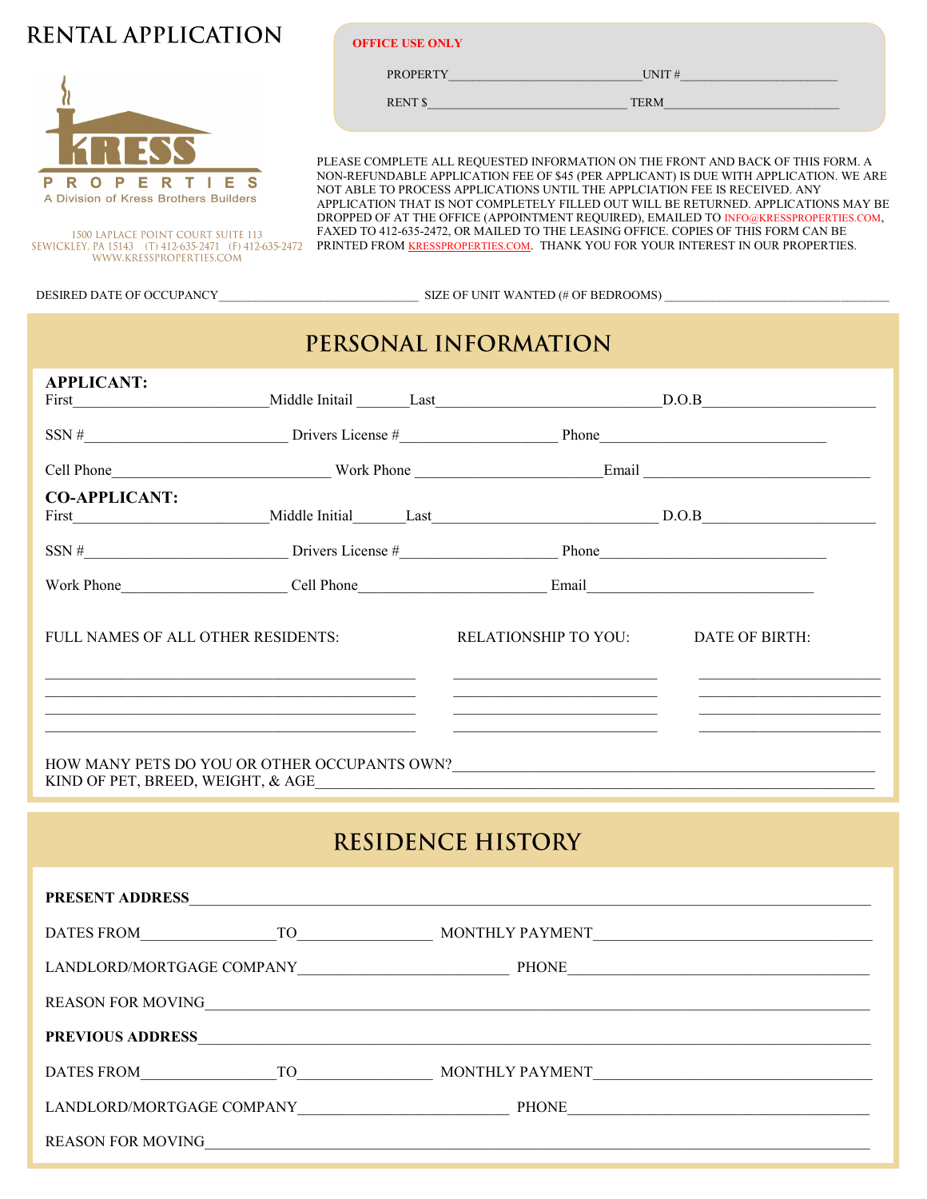# RENTAL APPLICATION

KRESS PROPERTIES
A Division of Kress Brothers Builders

1500 LAPLACE POINT COURT SUITE 113
SEWICKLEY, PA 15143 (T) 412-635-2471 (F) 412-635-2472
WWW.KRESSPROPERTIES.COM

**OFFICE USE ONLY**

PROPERTY______________________________UNIT #_________________________

RENT $_______________________________ TERM____________________________

PLEASE COMPLETE ALL REQUESTED INFORMATION ON THE FRONT AND BACK OF THIS FORM. A NON-REFUNDABLE APPLICATION FEE OF $45 (PER APPLICANT) IS DUE WITH APPLICATION. WE ARE NOT ABLE TO PROCESS APPLICATIONS UNTIL THE APPLCIATION FEE IS RECEIVED. ANY APPLICATION THAT IS NOT COMPLETELY FILLED OUT WILL BE RETURNED. APPLICATIONS MAY BE DROPPED OF AT THE OFFICE (APPOINTMENT REQUIRED), EMAILED TO INFO@KRESSPROPERTIES.COM, FAXED TO 412-635-2472, OR MAILED TO THE LEASING OFFICE. COPIES OF THIS FORM CAN BE PRINTED FROM KRESSPROPERTIES.COM. THANK YOU FOR YOUR INTEREST IN OUR PROPERTIES.

DESIRED DATE OF OCCUPANCY_______________________________ SIZE OF UNIT WANTED (# OF BEDROOMS) ____________________________________

## PERSONAL INFORMATION

**APPLICANT:**

First_________________________Middle Initail _______Last_____________________________D.O.B_______________________

SSN #__________________________ Drivers License #____________________ Phone______________________________

Cell Phone____________________________ Work Phone ________________________Email ______________________________

**CO-APPLICANT:**

First_________________________Middle Initial_______Last______________________________ D.O.B_______________________

SSN #__________________________ Drivers License #____________________ Phone______________________________

Work Phone_____________________ Cell Phone________________________ Email______________________________

| FULL NAMES OF ALL OTHER RESIDENTS: | RELATIONSHIP TO YOU: | DATE OF BIRTH: |
|---|---|---|
| ________________________________ | ______________________ | ____________________ |
| ________________________________ | ______________________ | ____________________ |
| ________________________________ | ______________________ | ____________________ |
| ________________________________ | ______________________ | ____________________ |

HOW MANY PETS DO YOU OR OTHER OCCUPANTS OWN?_____________________________________________________
KIND OF PET, BREED, WEIGHT, & AGE______________________________________________________________________

## RESIDENCE HISTORY

**PRESENT ADDRESS**_______________________________________________________________________________

DATES FROM_________________TO_________________ MONTHLY PAYMENT___________________________________

LANDLORD/MORTGAGE COMPANY__________________________ PHONE______________________________________

REASON FOR MOVING________________________________________________________________________________

**PREVIOUS ADDRESS**______________________________________________________________________________

DATES FROM_________________TO_________________ MONTHLY PAYMENT___________________________________

LANDLORD/MORTGAGE COMPANY__________________________ PHONE______________________________________

REASON FOR MOVING________________________________________________________________________________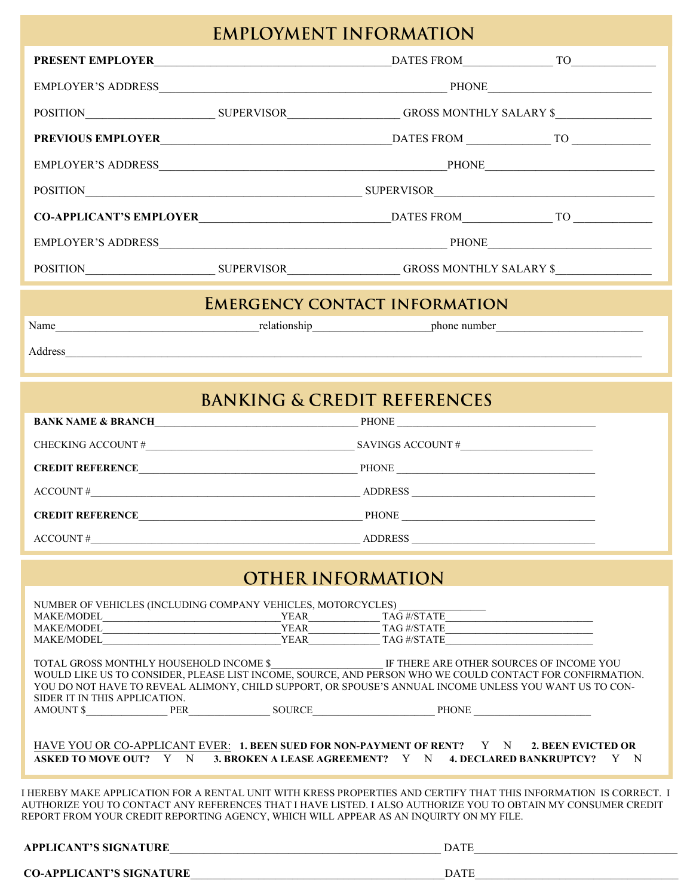## EMPLOYMENT INFORMATION

**PRESENT EMPLOYER**________________________________________DATES FROM_______________ TO_______________

EMPLOYER'S ADDRESS__________________________________________________ PHONE____________________________

POSITION______________________ SUPERVISOR___________________ GROSS MONTHLY SALARY $_________________

**PREVIOUS EMPLOYER**________________________________________DATES FROM ______________ TO ______________

EMPLOYER'S ADDRESS__________________________________________________PHONE_____________________________

POSITION________________________________________________ SUPERVISOR_______________________________________

**CO-APPLICANT'S EMPLOYER**_________________________________DATES FROM_______________ TO ______________

EMPLOYER'S ADDRESS__________________________________________________ PHONE____________________________

POSITION______________________ SUPERVISOR___________________ GROSS MONTHLY SALARY $_________________

## EMERGENCY CONTACT INFORMATION

Name__________________________________relationship____________________phone number__________________________

Address__________________________________________________________________________________________________

## BANKING & CREDIT REFERENCES

**BANK NAME & BRANCH**___________________________________ PHONE ___________________________________

CHECKING ACCOUNT #_______________________________________ SAVINGS ACCOUNT #_________________________

**CREDIT REFERENCE**______________________________________ PHONE ___________________________________

ACCOUNT #___________________________________________________ ADDRESS _________________________________

**CREDIT REFERENCE**______________________________________ PHONE ___________________________________

ACCOUNT #___________________________________________________ ADDRESS _________________________________

## OTHER INFORMATION

NUMBER OF VEHICLES (INCLUDING COMPANY VEHICLES, MOTORCYCLES) ________________

MAKE/MODEL__________________________________YEAR_____________ TAG #/STATE___________________________

MAKE/MODEL__________________________________YEAR_____________ TAG #/STATE___________________________

MAKE/MODEL__________________________________YEAR_____________ TAG #/STATE___________________________

TOTAL GROSS MONTHLY HOUSEHOLD INCOME $____________________ IF THERE ARE OTHER SOURCES OF INCOME YOU WOULD LIKE US TO CONSIDER, PLEASE LIST INCOME, SOURCE, AND PERSON WHO WE COULD CONTACT FOR CONFIRMATION. YOU DO NOT HAVE TO REVEAL ALIMONY, CHILD SUPPORT, OR SPOUSE'S ANNUAL INCOME UNLESS YOU WANT US TO CONSIDER IT IN THIS APPLICATION.

AMOUNT $________________ PER_______________ SOURCE________________________ PHONE _______________________

HAVE YOU OR CO-APPLICANT EVER: **1. BEEN SUED FOR NON-PAYMENT OF RENT?** Y N **2. BEEN EVICTED OR ASKED TO MOVE OUT?** Y N **3. BROKEN A LEASE AGREEMENT?** Y N **4. DECLARED BANKRUPTCY?** Y N

I HEREBY MAKE APPLICATION FOR A RENTAL UNIT WITH KRESS PROPERTIES AND CERTIFY THAT THIS INFORMATION IS CORRECT. I AUTHORIZE YOU TO CONTACT ANY REFERENCES THAT I HAVE LISTED. I ALSO AUTHORIZE YOU TO OBTAIN MY CONSUMER CREDIT REPORT FROM YOUR CREDIT REPORTING AGENCY, WHICH WILL APPEAR AS AN INQUIRTY ON MY FILE.

**APPLICANT'S SIGNATURE**_______________________________________________ DATE___________________________________

**CO-APPLICANT'S SIGNATURE**____________________________________________DATE___________________________________